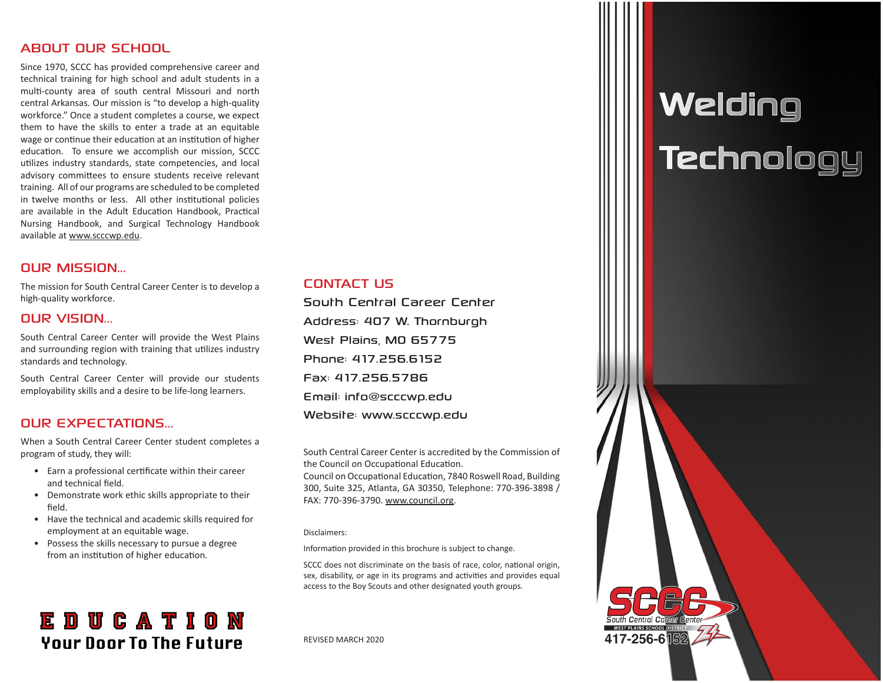## ABOUT OUR SCHOOL

Since 1970, SCCC has provided comprehensive career and technical training for high school and adult students in a multi-county area of south central Missouri and north central Arkansas. Our mission is "to develop a high-quality workforce." Once a student completes a course, we expect them to have the skills to enter a trade at an equitable wage or continue their education at an institution of higher education. To ensure we accomplish our mission, SCCC utilizes industry standards, state competencies, and local advisory committees to ensure students receive relevant training. All of our programs are scheduled to be completed in twelve months or less. All other institutional policies are available in the Adult Education Handbook, Practical Nursing Handbook, and Surgical Technology Handbook available at www.scccwp.edu.

## OUR MISSION...

The mission for South Central Career Center is to develop a high-quality workforce.

## OUR VISION...

South Central Career Center will provide the West Plains and surrounding region with training that utilizes industry standards and technology.

South Central Career Center will provide our students employability skills and a desire to be life-long learners.

## OUR EXPECTATIONS...

When a South Central Career Center student completes a program of study, they will:

- Earn a professional certificate within their career and technical field.
- Demonstrate work ethic skills appropriate to their field.
- Have the technical and academic skills required for employment at an equitable wage.
- Possess the skills necessary to pursue a degree from an institution of higher education.

**EDUCATION**
**Your Door To The Future**

## CONTACT US

South Central Career Center
Address: 407 W. Thornburgh
West Plains, MO 65775
Phone: 417.256.6152
Fax: 417.256.5786
Email: info@scccwp.edu
Website: www.scccwp.edu

South Central Career Center is accredited by the Commission of the Council on Occupational Education.
Council on Occupational Education, 7840 Roswell Road, Building 300, Suite 325, Atlanta, GA 30350, Telephone: 770-396-3898 / FAX: 770-396-3790. www.council.org.

Disclaimers:

Information provided in this brochure is subject to change.

SCCC does not discriminate on the basis of race, color, national origin, sex, disability, or age in its programs and activities and provides equal access to the Boy Scouts and other designated youth groups.

REVISED MARCH 2020

# Welding Technology

SCCC
South Central Career Center
WEST PLAINS SCHOOL DISTRICT
417-256-6152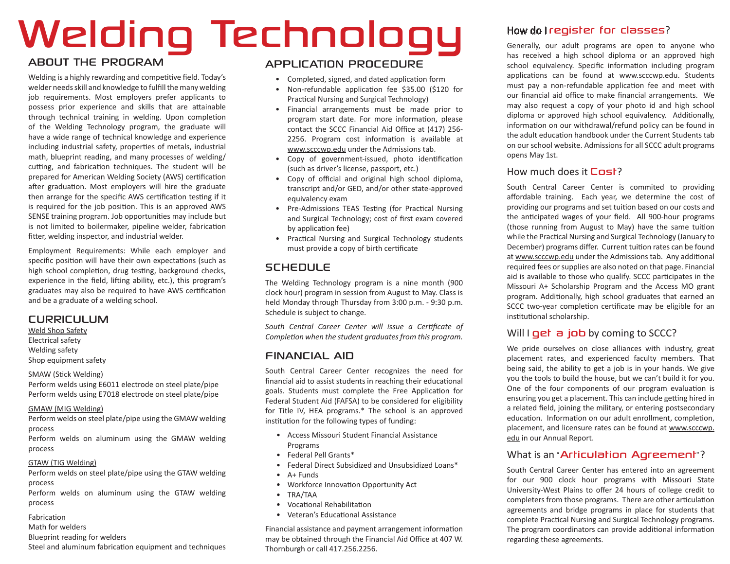# Welding Technology

## ABOUT THE PROGRAM

Welding is a highly rewarding and competitive field. Today's welder needs skill and knowledge to fulfill the many welding job requirements. Most employers prefer applicants to possess prior experience and skills that are attainable through technical training in welding. Upon completion of the Welding Technology program, the graduate will have a wide range of technical knowledge and experience including industrial safety, properties of metals, industrial math, blueprint reading, and many processes of welding/cutting, and fabrication techniques. The student will be prepared for American Welding Society (AWS) certification after graduation. Most employers will hire the graduate then arrange for the specific AWS certification testing if it is required for the job position. This is an approved AWS SENSE training program. Job opportunities may include but is not limited to boilermaker, pipeline welder, fabrication fitter, welding inspector, and industrial welder.

Employment Requirements: While each employer and specific position will have their own expectations (such as high school completion, drug testing, background checks, experience in the field, lifting ability, etc.), this program's graduates may also be required to have AWS certification and be a graduate of a welding school.

## CURRICULUM

Weld Shop Safety
Electrical safety
Welding safety
Shop equipment safety

SMAW (Stick Welding)
Perform welds using E6011 electrode on steel plate/pipe
Perform welds using E7018 electrode on steel plate/pipe

GMAW (MIG Welding)
Perform welds on steel plate/pipe using the GMAW welding process
Perform welds on aluminum using the GMAW welding process

GTAW (TIG Welding)
Perform welds on steel plate/pipe using the GTAW welding process
Perform welds on aluminum using the GTAW welding process

Fabrication
Math for welders
Blueprint reading for welders
Steel and aluminum fabrication equipment and techniques

## APPLICATION PROCEDURE

- Completed, signed, and dated application form
- Non-refundable application fee $35.00 ($120 for Practical Nursing and Surgical Technology)
- Financial arrangements must be made prior to program start date. For more information, please contact the SCCC Financial Aid Office at (417) 256-2256. Program cost information is available at www.scccwp.edu under the Admissions tab.
- Copy of government-issued, photo identification (such as driver's license, passport, etc.)
- Copy of official and original high school diploma, transcript and/or GED, and/or other state-approved equivalency exam
- Pre-Admissions TEAS Testing (for Practical Nursing and Surgical Technology; cost of first exam covered by application fee)
- Practical Nursing and Surgical Technology students must provide a copy of birth certificate

## SCHEDULE

The Welding Technology program is a nine month (900 clock hour) program in session from August to May. Class is held Monday through Thursday from 3:00 p.m. - 9:30 p.m. Schedule is subject to change.

*South Central Career Center will issue a Certificate of Completion when the student graduates from this program.*

## FINANCIAL AID

South Central Career Center recognizes the need for financial aid to assist students in reaching their educational goals. Students must complete the Free Application for Federal Student Aid (FAFSA) to be considered for eligibility for Title IV, HEA programs.* The school is an approved institution for the following types of funding:

- Access Missouri Student Financial Assistance Programs
- Federal Pell Grants*
- Federal Direct Subsidized and Unsubsidized Loans*
- A+ Funds
- Workforce Innovation Opportunity Act
- TRA/TAA
- Vocational Rehabilitation
- Veteran's Educational Assistance

Financial assistance and payment arrangement information may be obtained through the Financial Aid Office at 407 W. Thornburgh or call 417.256.2256.

## How do I register for classes?

Generally, our adult programs are open to anyone who has received a high school diploma or an approved high school equivalency. Specific information including program applications can be found at www.scccwp.edu. Students must pay a non-refundable application fee and meet with our financial aid office to make financial arrangements. We may also request a copy of your photo id and high school diploma or approved high school equivalency. Additionally, information on our withdrawal/refund policy can be found in the adult education handbook under the Current Students tab on our school website. Admissions for all SCCC adult programs opens May 1st.

## How much does it Cost?

South Central Career Center is commited to providing affordable training. Each year, we determine the cost of providing our programs and set tuition based on our costs and the anticipated wages of your field. All 900-hour programs (those running from August to May) have the same tuition while the Practical Nursing and Surgical Technology (January to December) programs differ. Current tuition rates can be found at www.scccwp.edu under the Admissions tab. Any additional required fees or supplies are also noted on that page. Financial aid is available to those who qualify. SCCC participates in the Missouri A+ Scholarship Program and the Access MO grant program. Additionally, high school graduates that earned an SCCC two-year completion certificate may be eligible for an institutional scholarship.

## Will I get a job by coming to SCCC?

We pride ourselves on close alliances with industry, great placement rates, and experienced faculty members. That being said, the ability to get a job is in your hands. We give you the tools to build the house, but we can't build it for you. One of the four components of our program evaluation is ensuring you get a placement. This can include getting hired in a related field, joining the military, or entering postsecondary education. Information on our adult enrollment, completion, placement, and licensure rates can be found at www.scccwp.edu in our Annual Report.

## What is an "Articulation Agreement"?

South Central Career Center has entered into an agreement for our 900 clock hour programs with Missouri State University-West Plains to offer 24 hours of college credit to completers from those programs. There are other articulation agreements and bridge programs in place for students that complete Practical Nursing and Surgical Technology programs. The program coordinators can provide additional information regarding these agreements.